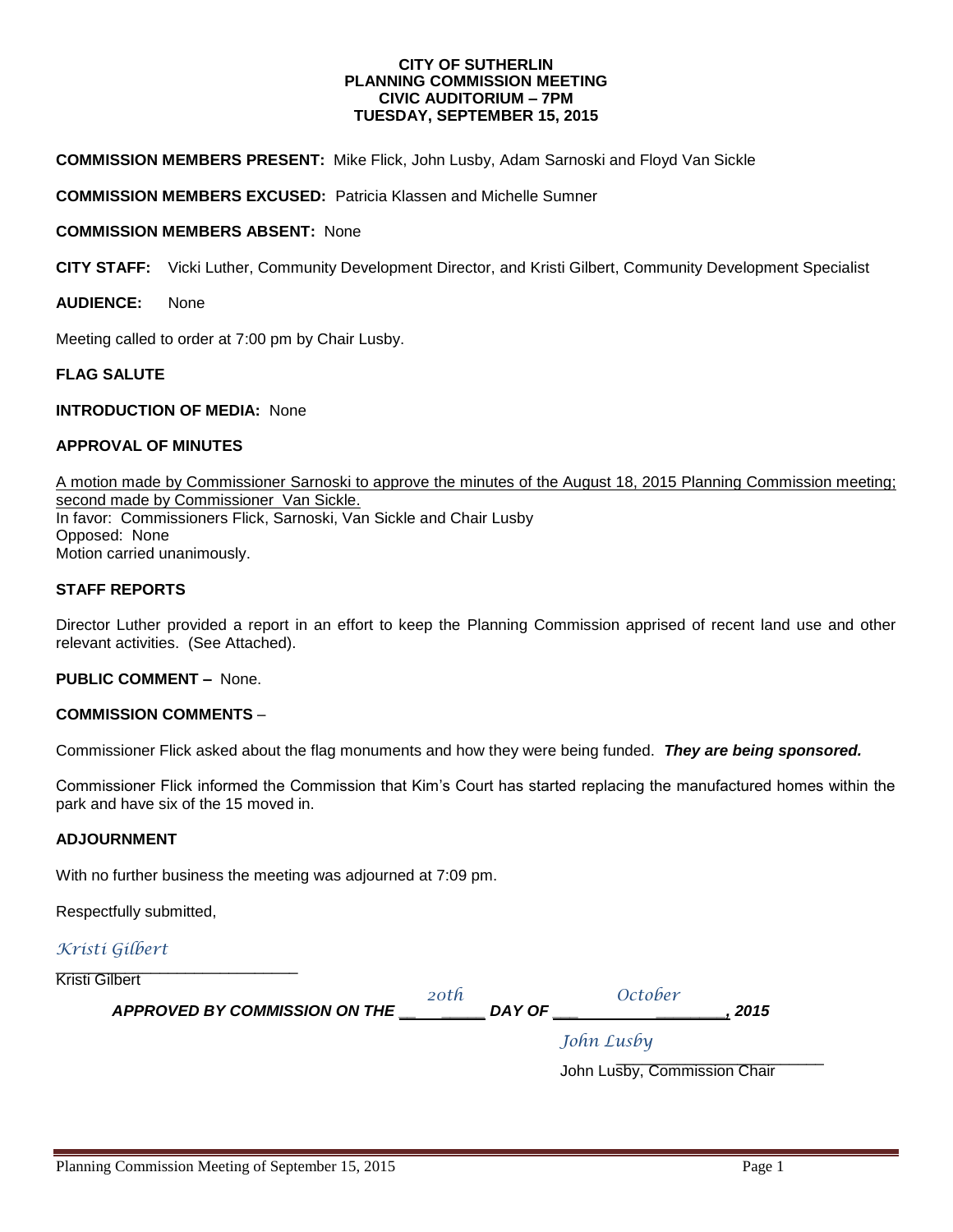**CITY OF SUTHERLIN**
**PLANNING COMMISSION MEETING**
**CIVIC AUDITORIUM – 7PM**
**TUESDAY, SEPTEMBER 15, 2015**

**COMMISSION MEMBERS PRESENT:** Mike Flick, John Lusby, Adam Sarnoski and Floyd Van Sickle

**COMMISSION MEMBERS EXCUSED:** Patricia Klassen and Michelle Sumner

**COMMISSION MEMBERS ABSENT:** None

**CITY STAFF:** Vicki Luther, Community Development Director, and Kristi Gilbert, Community Development Specialist

**AUDIENCE:** None

Meeting called to order at 7:00 pm by Chair Lusby.

**FLAG SALUTE**

**INTRODUCTION OF MEDIA:** None

**APPROVAL OF MINUTES**

<u>A motion made by Commissioner Sarnoski to approve the minutes of the August 18, 2015 Planning Commission meeting; second made by Commissioner Van Sickle.</u>
In favor: Commissioners Flick, Sarnoski, Van Sickle and Chair Lusby
Opposed: None
Motion carried unanimously.

**STAFF REPORTS**

Director Luther provided a report in an effort to keep the Planning Commission apprised of recent land use and other relevant activities. (See Attached).

**PUBLIC COMMENT –** None.

**COMMISSION COMMENTS** –

Commissioner Flick asked about the flag monuments and how they were being funded. ***They are being sponsored.***

Commissioner Flick informed the Commission that Kim's Court has started replacing the manufactured homes within the park and have six of the 15 moved in.

**ADJOURNMENT**

With no further business the meeting was adjourned at 7:09 pm.

Respectfully submitted,

*Kristi Gilbert*
\_\_\_\_\_\_\_\_\_\_\_\_\_\_\_\_\_\_\_\_\_\_\_\_\_\_\_\_
Kristi Gilbert

***APPROVED BY COMMISSION ON THE** 20th **DAY OF** October **, 2015***

*John Lusby*
\_\_\_\_\_\_\_\_\_\_\_\_\_\_\_\_\_\_\_\_\_\_\_\_\_\_\_\_
John Lusby, Commission Chair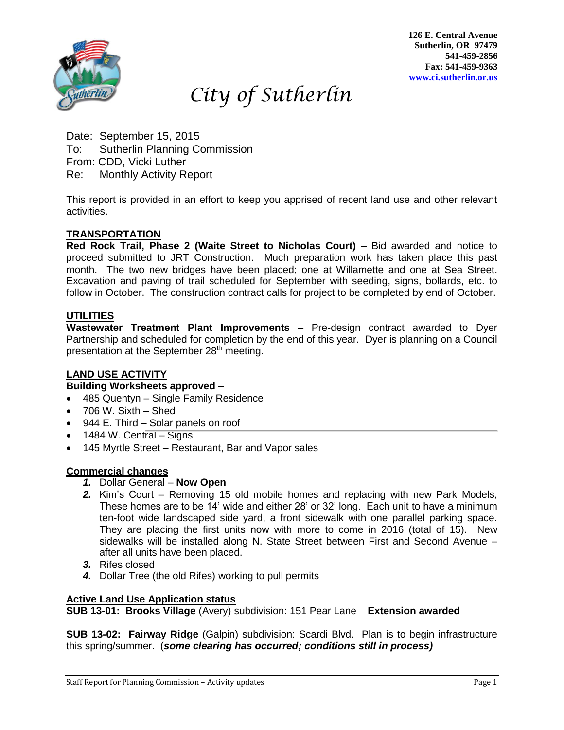126 E. Central Avenue
Sutherlin, OR 97479
541-459-2856
Fax: 541-459-9363
www.ci.sutherlin.or.us

# City of Sutherlin

Date: September 15, 2015
To: Sutherlin Planning Commission
From: CDD, Vicki Luther
Re: Monthly Activity Report

This report is provided in an effort to keep you apprised of recent land use and other relevant activities.

## TRANSPORTATION

**Red Rock Trail, Phase 2 (Waite Street to Nicholas Court) –** Bid awarded and notice to proceed submitted to JRT Construction. Much preparation work has taken place this past month. The two new bridges have been placed; one at Willamette and one at Sea Street. Excavation and paving of trail scheduled for September with seeding, signs, bollards, etc. to follow in October. The construction contract calls for project to be completed by end of October.

## UTILITIES

**Wastewater Treatment Plant Improvements** – Pre-design contract awarded to Dyer Partnership and scheduled for completion by the end of this year. Dyer is planning on a Council presentation at the September 28th meeting.

## LAND USE ACTIVITY

**Building Worksheets approved –**

- 485 Quentyn – Single Family Residence
- 706 W. Sixth – Shed
- 944 E. Third – Solar panels on roof
- 1484 W. Central – Signs
- 145 Myrtle Street – Restaurant, Bar and Vapor sales

## Commercial changes

1. Dollar General – **Now Open**
2. Kim's Court – Removing 15 old mobile homes and replacing with new Park Models, These homes are to be 14' wide and either 28' or 32' long. Each unit to have a minimum ten-foot wide landscaped side yard, a front sidewalk with one parallel parking space. They are placing the first units now with more to come in 2016 (total of 15). New sidewalks will be installed along N. State Street between First and Second Avenue – after all units have been placed.
3. Rifes closed
4. Dollar Tree (the old Rifes) working to pull permits

## Active Land Use Application status

**SUB 13-01: Brooks Village** (Avery) subdivision: 151 Pear Lane **Extension awarded**

**SUB 13-02: Fairway Ridge** (Galpin) subdivision: Scardi Blvd. Plan is to begin infrastructure this spring/summer. (***some clearing has occurred; conditions still in process)***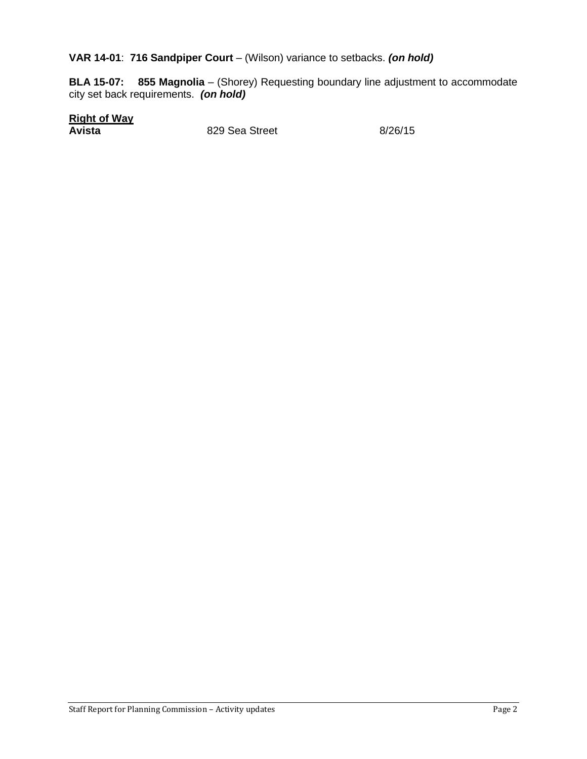**VAR 14-01**: **716 Sandpiper Court** – (Wilson) variance to setbacks. ***(on hold)***

**BLA 15-07: 855 Magnolia** – (Shorey) Requesting boundary line adjustment to accommodate city set back requirements. ***(on hold)***

**<u>Right of Way</u>**

| | | |
|---|---|---|
| **Avista** | 829 Sea Street | 8/26/15 |